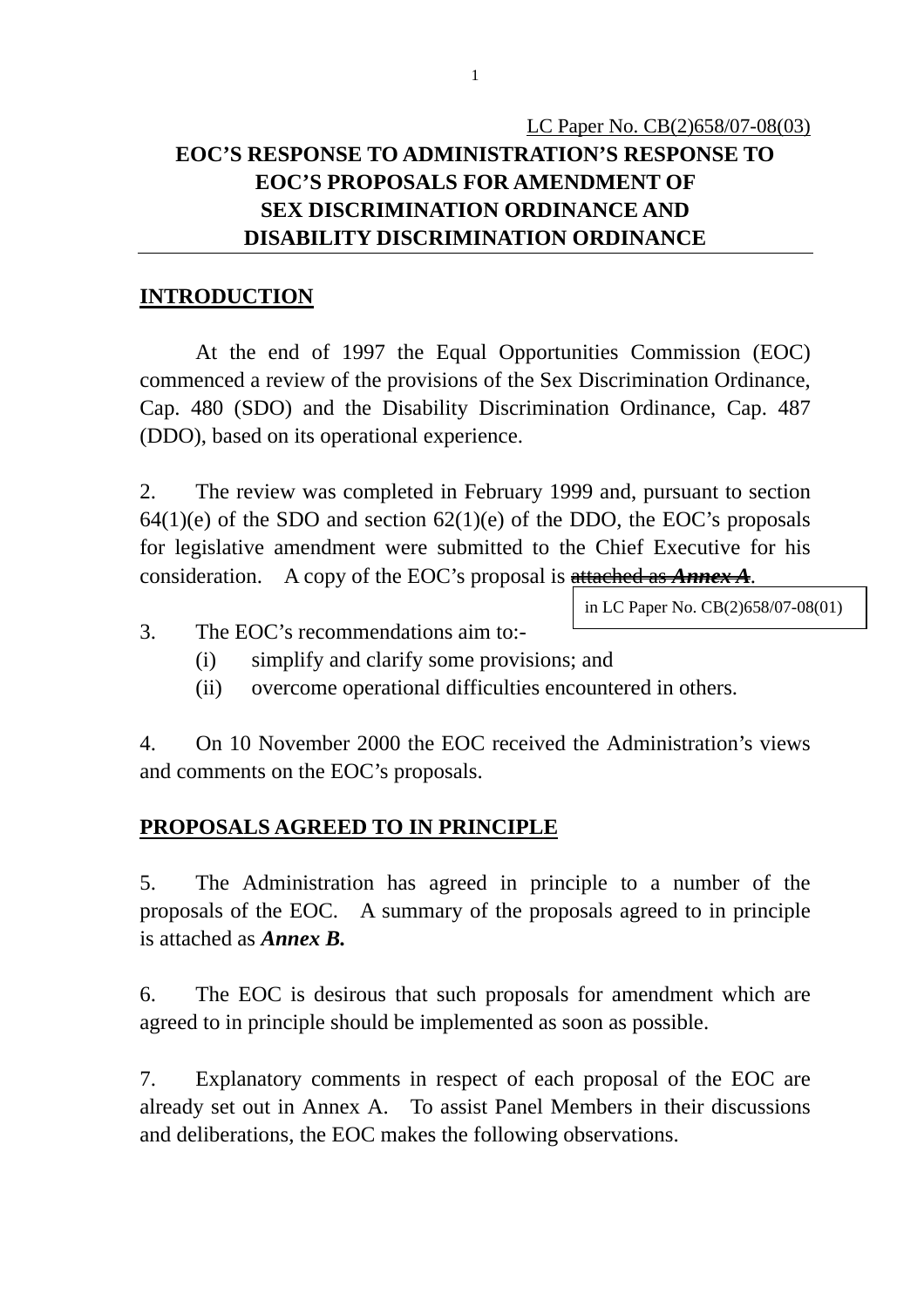LC Paper No. CB(2)658/07-08(03)

# EOC'S RESPONSE TO ADMINISTRATION'S RESPONSE TO EOC'S PROPOSALS FOR AMENDMENT OF SEX DISCRIMINATION ORDINANCE AND DISABILITY DISCRIMINATION ORDINANCE

## INTRODUCTION

At the end of 1997 the Equal Opportunities Commission (EOC) commenced a review of the provisions of the Sex Discrimination Ordinance, Cap. 480 (SDO) and the Disability Discrimination Ordinance, Cap. 487 (DDO), based on its operational experience.

2. The review was completed in February 1999 and, pursuant to section 64(1)(e) of the SDO and section 62(1)(e) of the DDO, the EOC's proposals for legislative amendment were submitted to the Chief Executive for his consideration. A copy of the EOC's proposal is ~~attached as ***Annex A***~~ in LC Paper No. CB(2)658/07-08(01).

3. The EOC's recommendations aim to:-
   (i) simplify and clarify some provisions; and
   (ii) overcome operational difficulties encountered in others.

4. On 10 November 2000 the EOC received the Administration's views and comments on the EOC's proposals.

## PROPOSALS AGREED TO IN PRINCIPLE

5. The Administration has agreed in principle to a number of the proposals of the EOC. A summary of the proposals agreed to in principle is attached as ***Annex B.***

6. The EOC is desirous that such proposals for amendment which are agreed to in principle should be implemented as soon as possible.

7. Explanatory comments in respect of each proposal of the EOC are already set out in Annex A. To assist Panel Members in their discussions and deliberations, the EOC makes the following observations.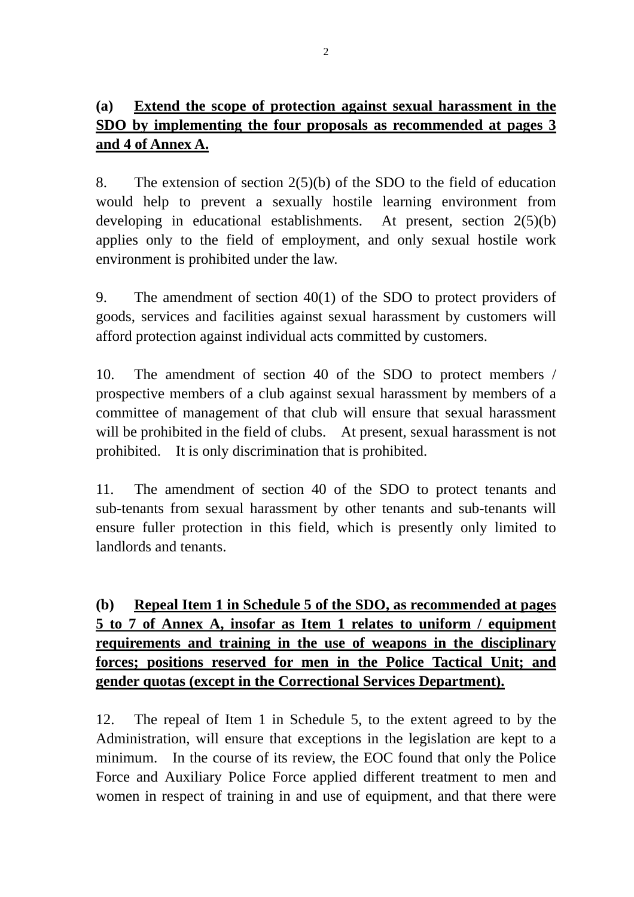**(a) <u>Extend the scope of protection against sexual harassment in the SDO by implementing the four proposals as recommended at pages 3 and 4 of Annex A.</u>**

8. The extension of section 2(5)(b) of the SDO to the field of education would help to prevent a sexually hostile learning environment from developing in educational establishments. At present, section 2(5)(b) applies only to the field of employment, and only sexual hostile work environment is prohibited under the law.

9. The amendment of section 40(1) of the SDO to protect providers of goods, services and facilities against sexual harassment by customers will afford protection against individual acts committed by customers.

10. The amendment of section 40 of the SDO to protect members / prospective members of a club against sexual harassment by members of a committee of management of that club will ensure that sexual harassment will be prohibited in the field of clubs. At present, sexual harassment is not prohibited. It is only discrimination that is prohibited.

11. The amendment of section 40 of the SDO to protect tenants and sub-tenants from sexual harassment by other tenants and sub-tenants will ensure fuller protection in this field, which is presently only limited to landlords and tenants.

**(b) <u>Repeal Item 1 in Schedule 5 of the SDO, as recommended at pages 5 to 7 of Annex A, insofar as Item 1 relates to uniform / equipment requirements and training in the use of weapons in the disciplinary forces; positions reserved for men in the Police Tactical Unit; and gender quotas (except in the Correctional Services Department).</u>**

12. The repeal of Item 1 in Schedule 5, to the extent agreed to by the Administration, will ensure that exceptions in the legislation are kept to a minimum. In the course of its review, the EOC found that only the Police Force and Auxiliary Police Force applied different treatment to men and women in respect of training in and use of equipment, and that there were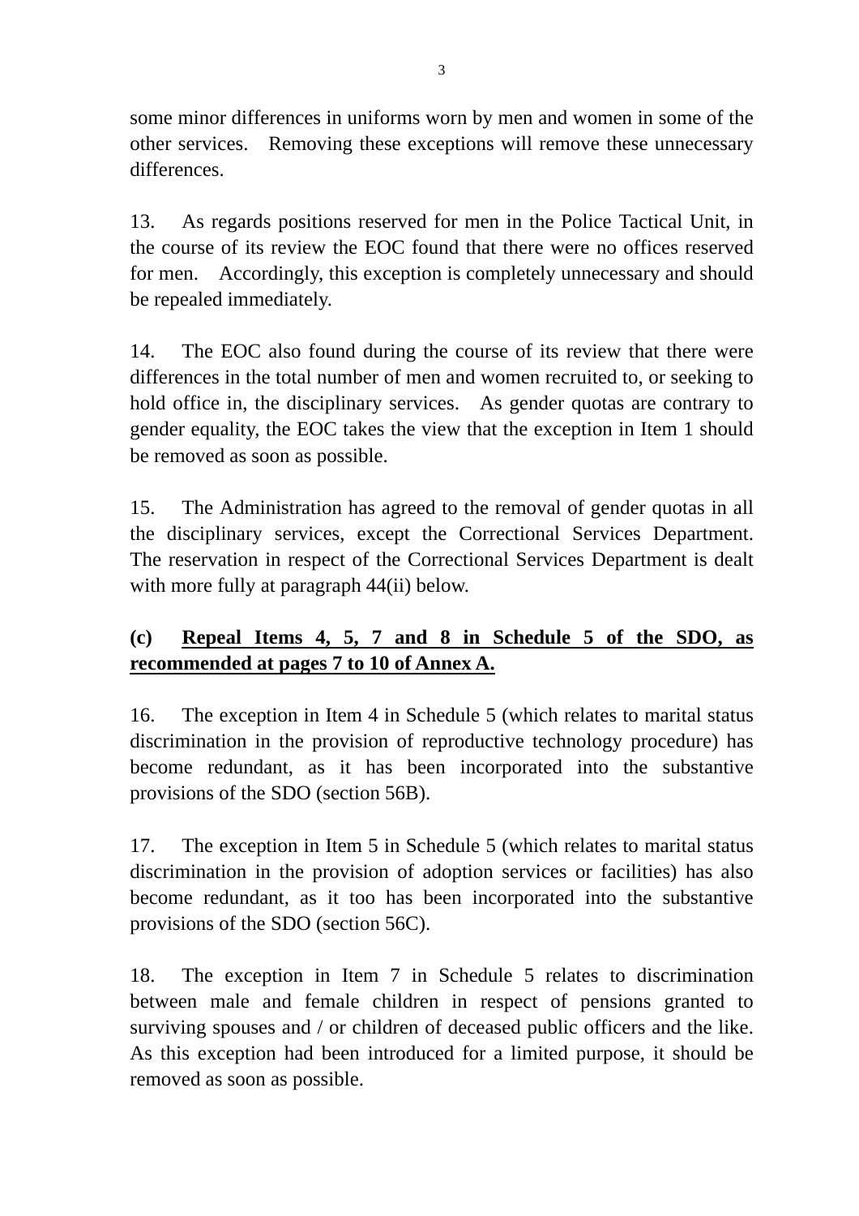some minor differences in uniforms worn by men and women in some of the other services. Removing these exceptions will remove these unnecessary differences.

13. As regards positions reserved for men in the Police Tactical Unit, in the course of its review the EOC found that there were no offices reserved for men. Accordingly, this exception is completely unnecessary and should be repealed immediately.

14. The EOC also found during the course of its review that there were differences in the total number of men and women recruited to, or seeking to hold office in, the disciplinary services. As gender quotas are contrary to gender equality, the EOC takes the view that the exception in Item 1 should be removed as soon as possible.

15. The Administration has agreed to the removal of gender quotas in all the disciplinary services, except the Correctional Services Department. The reservation in respect of the Correctional Services Department is dealt with more fully at paragraph 44(ii) below.

**(c) <u>Repeal Items 4, 5, 7 and 8 in Schedule 5 of the SDO, as recommended at pages 7 to 10 of Annex A.</u>**

16. The exception in Item 4 in Schedule 5 (which relates to marital status discrimination in the provision of reproductive technology procedure) has become redundant, as it has been incorporated into the substantive provisions of the SDO (section 56B).

17. The exception in Item 5 in Schedule 5 (which relates to marital status discrimination in the provision of adoption services or facilities) has also become redundant, as it too has been incorporated into the substantive provisions of the SDO (section 56C).

18. The exception in Item 7 in Schedule 5 relates to discrimination between male and female children in respect of pensions granted to surviving spouses and / or children of deceased public officers and the like. As this exception had been introduced for a limited purpose, it should be removed as soon as possible.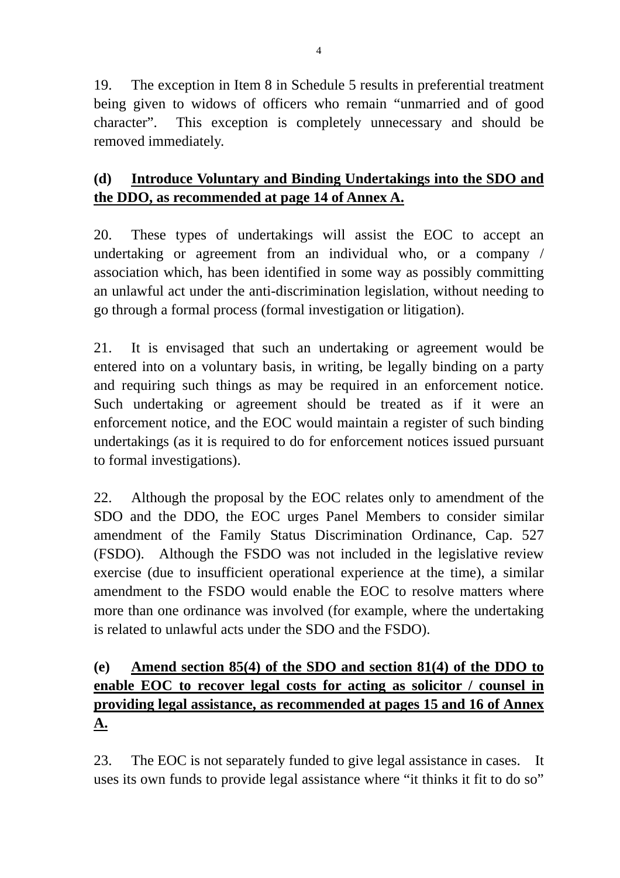19. The exception in Item 8 in Schedule 5 results in preferential treatment being given to widows of officers who remain "unmarried and of good character". This exception is completely unnecessary and should be removed immediately.

**(d) <u>Introduce Voluntary and Binding Undertakings into the SDO and the DDO, as recommended at page 14 of Annex A.</u>**

20. These types of undertakings will assist the EOC to accept an undertaking or agreement from an individual who, or a company / association which, has been identified in some way as possibly committing an unlawful act under the anti-discrimination legislation, without needing to go through a formal process (formal investigation or litigation).

21. It is envisaged that such an undertaking or agreement would be entered into on a voluntary basis, in writing, be legally binding on a party and requiring such things as may be required in an enforcement notice. Such undertaking or agreement should be treated as if it were an enforcement notice, and the EOC would maintain a register of such binding undertakings (as it is required to do for enforcement notices issued pursuant to formal investigations).

22. Although the proposal by the EOC relates only to amendment of the SDO and the DDO, the EOC urges Panel Members to consider similar amendment of the Family Status Discrimination Ordinance, Cap. 527 (FSDO). Although the FSDO was not included in the legislative review exercise (due to insufficient operational experience at the time), a similar amendment to the FSDO would enable the EOC to resolve matters where more than one ordinance was involved (for example, where the undertaking is related to unlawful acts under the SDO and the FSDO).

**(e) <u>Amend section 85(4) of the SDO and section 81(4) of the DDO to enable EOC to recover legal costs for acting as solicitor / counsel in providing legal assistance, as recommended at pages 15 and 16 of Annex A.</u>**

23. The EOC is not separately funded to give legal assistance in cases. It uses its own funds to provide legal assistance where "it thinks it fit to do so"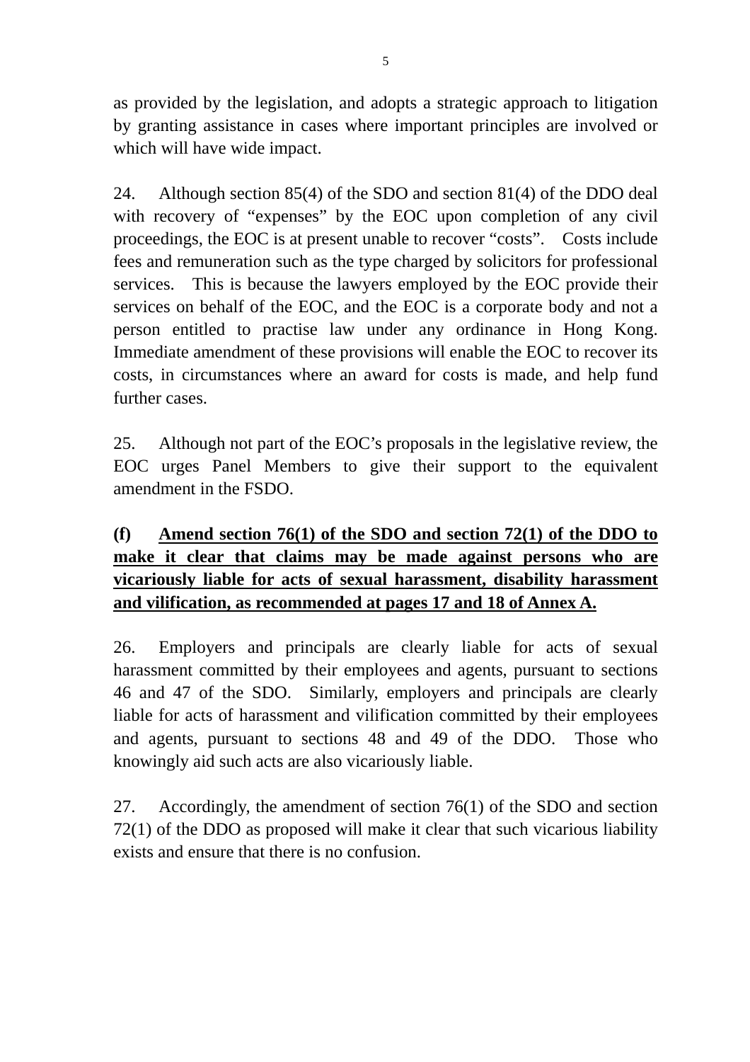as provided by the legislation, and adopts a strategic approach to litigation by granting assistance in cases where important principles are involved or which will have wide impact.

24. Although section 85(4) of the SDO and section 81(4) of the DDO deal with recovery of "expenses" by the EOC upon completion of any civil proceedings, the EOC is at present unable to recover "costs". Costs include fees and remuneration such as the type charged by solicitors for professional services. This is because the lawyers employed by the EOC provide their services on behalf of the EOC, and the EOC is a corporate body and not a person entitled to practise law under any ordinance in Hong Kong. Immediate amendment of these provisions will enable the EOC to recover its costs, in circumstances where an award for costs is made, and help fund further cases.

25. Although not part of the EOC's proposals in the legislative review, the EOC urges Panel Members to give their support to the equivalent amendment in the FSDO.

**(f) <u>Amend section 76(1) of the SDO and section 72(1) of the DDO to make it clear that claims may be made against persons who are vicariously liable for acts of sexual harassment, disability harassment and vilification, as recommended at pages 17 and 18 of Annex A.</u>**

26. Employers and principals are clearly liable for acts of sexual harassment committed by their employees and agents, pursuant to sections 46 and 47 of the SDO. Similarly, employers and principals are clearly liable for acts of harassment and vilification committed by their employees and agents, pursuant to sections 48 and 49 of the DDO. Those who knowingly aid such acts are also vicariously liable.

27. Accordingly, the amendment of section 76(1) of the SDO and section 72(1) of the DDO as proposed will make it clear that such vicarious liability exists and ensure that there is no confusion.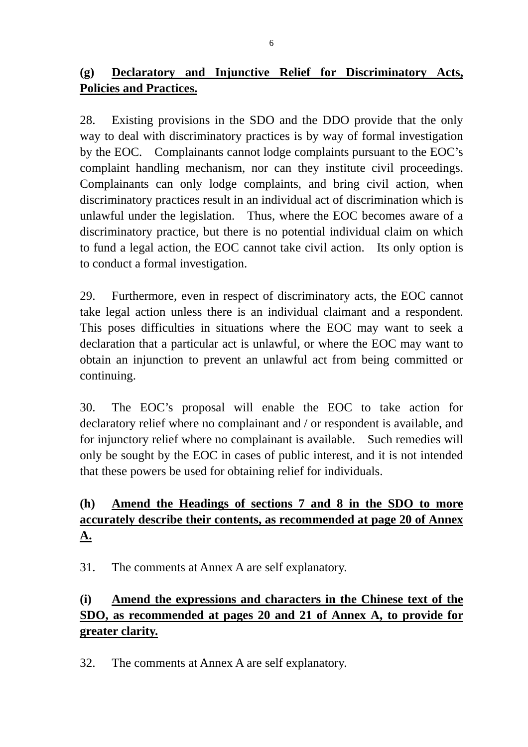**(g) Declaratory and Injunctive Relief for Discriminatory Acts, Policies and Practices.**

28. Existing provisions in the SDO and the DDO provide that the only way to deal with discriminatory practices is by way of formal investigation by the EOC. Complainants cannot lodge complaints pursuant to the EOC's complaint handling mechanism, nor can they institute civil proceedings. Complainants can only lodge complaints, and bring civil action, when discriminatory practices result in an individual act of discrimination which is unlawful under the legislation. Thus, where the EOC becomes aware of a discriminatory practice, but there is no potential individual claim on which to fund a legal action, the EOC cannot take civil action. Its only option is to conduct a formal investigation.

29. Furthermore, even in respect of discriminatory acts, the EOC cannot take legal action unless there is an individual claimant and a respondent. This poses difficulties in situations where the EOC may want to seek a declaration that a particular act is unlawful, or where the EOC may want to obtain an injunction to prevent an unlawful act from being committed or continuing.

30. The EOC's proposal will enable the EOC to take action for declaratory relief where no complainant and / or respondent is available, and for injunctory relief where no complainant is available. Such remedies will only be sought by the EOC in cases of public interest, and it is not intended that these powers be used for obtaining relief for individuals.

**(h) Amend the Headings of sections 7 and 8 in the SDO to more accurately describe their contents, as recommended at page 20 of Annex A.**

31. The comments at Annex A are self explanatory.

**(i) Amend the expressions and characters in the Chinese text of the SDO, as recommended at pages 20 and 21 of Annex A, to provide for greater clarity.**

32. The comments at Annex A are self explanatory.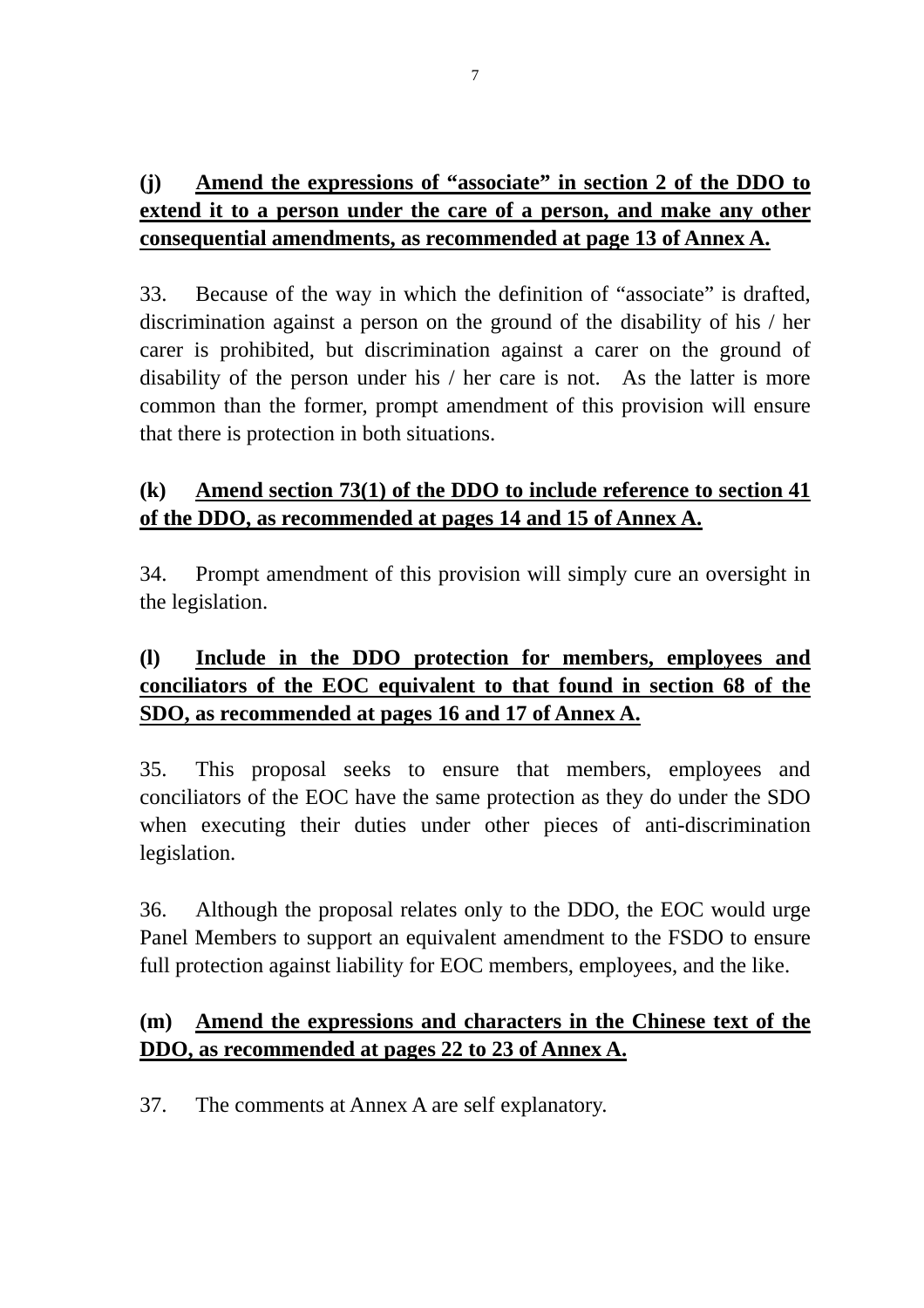**(j) <u>Amend the expressions of "associate" in section 2 of the DDO to extend it to a person under the care of a person, and make any other consequential amendments, as recommended at page 13 of Annex A.</u>**

33. Because of the way in which the definition of "associate" is drafted, discrimination against a person on the ground of the disability of his / her carer is prohibited, but discrimination against a carer on the ground of disability of the person under his / her care is not. As the latter is more common than the former, prompt amendment of this provision will ensure that there is protection in both situations.

**(k) <u>Amend section 73(1) of the DDO to include reference to section 41 of the DDO, as recommended at pages 14 and 15 of Annex A.</u>**

34. Prompt amendment of this provision will simply cure an oversight in the legislation.

**(l) <u>Include in the DDO protection for members, employees and conciliators of the EOC equivalent to that found in section 68 of the SDO, as recommended at pages 16 and 17 of Annex A.</u>**

35. This proposal seeks to ensure that members, employees and conciliators of the EOC have the same protection as they do under the SDO when executing their duties under other pieces of anti-discrimination legislation.

36. Although the proposal relates only to the DDO, the EOC would urge Panel Members to support an equivalent amendment to the FSDO to ensure full protection against liability for EOC members, employees, and the like.

**(m) <u>Amend the expressions and characters in the Chinese text of the DDO, as recommended at pages 22 to 23 of Annex A.</u>**

37. The comments at Annex A are self explanatory.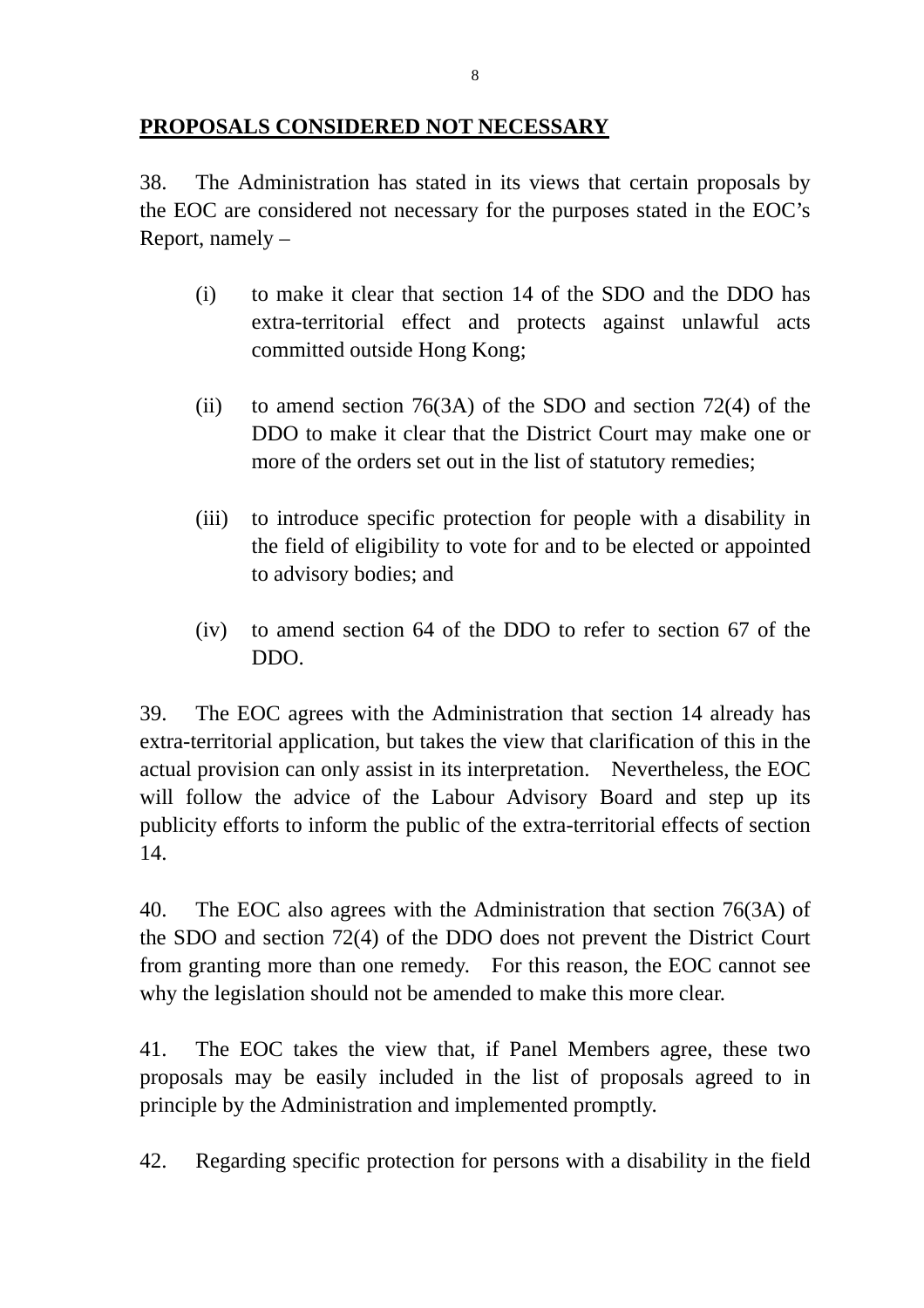## PROPOSALS CONSIDERED NOT NECESSARY

38. The Administration has stated in its views that certain proposals by the EOC are considered not necessary for the purposes stated in the EOC's Report, namely –

(i) to make it clear that section 14 of the SDO and the DDO has extra-territorial effect and protects against unlawful acts committed outside Hong Kong;

(ii) to amend section 76(3A) of the SDO and section 72(4) of the DDO to make it clear that the District Court may make one or more of the orders set out in the list of statutory remedies;

(iii) to introduce specific protection for people with a disability in the field of eligibility to vote for and to be elected or appointed to advisory bodies; and

(iv) to amend section 64 of the DDO to refer to section 67 of the DDO.

39. The EOC agrees with the Administration that section 14 already has extra-territorial application, but takes the view that clarification of this in the actual provision can only assist in its interpretation. Nevertheless, the EOC will follow the advice of the Labour Advisory Board and step up its publicity efforts to inform the public of the extra-territorial effects of section 14.

40. The EOC also agrees with the Administration that section 76(3A) of the SDO and section 72(4) of the DDO does not prevent the District Court from granting more than one remedy. For this reason, the EOC cannot see why the legislation should not be amended to make this more clear.

41. The EOC takes the view that, if Panel Members agree, these two proposals may be easily included in the list of proposals agreed to in principle by the Administration and implemented promptly.

42. Regarding specific protection for persons with a disability in the field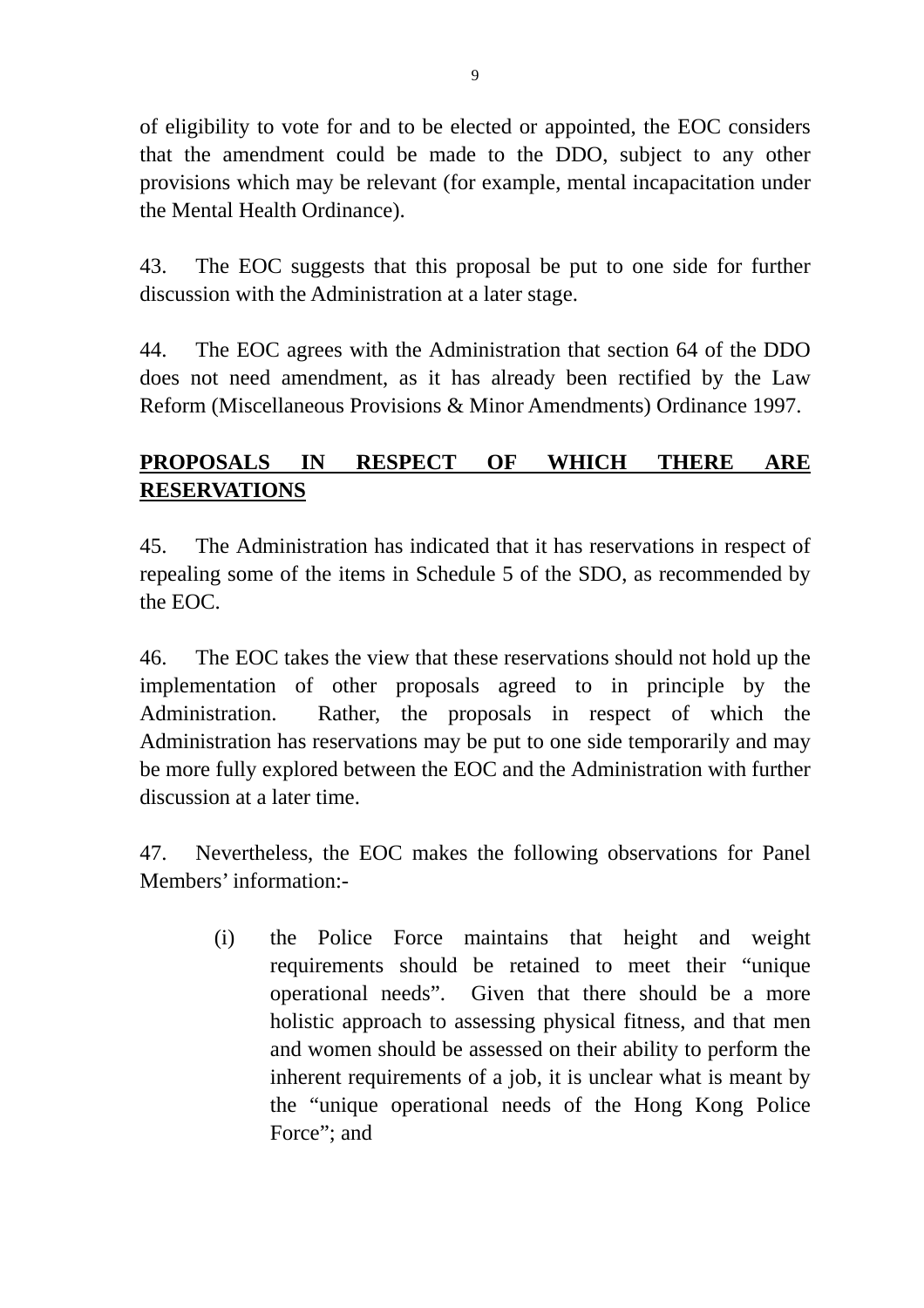of eligibility to vote for and to be elected or appointed, the EOC considers that the amendment could be made to the DDO, subject to any other provisions which may be relevant (for example, mental incapacitation under the Mental Health Ordinance).

43. The EOC suggests that this proposal be put to one side for further discussion with the Administration at a later stage.

44. The EOC agrees with the Administration that section 64 of the DDO does not need amendment, as it has already been rectified by the Law Reform (Miscellaneous Provisions & Minor Amendments) Ordinance 1997.

**<u>PROPOSALS IN RESPECT OF WHICH THERE ARE RESERVATIONS</u>**

45. The Administration has indicated that it has reservations in respect of repealing some of the items in Schedule 5 of the SDO, as recommended by the EOC.

46. The EOC takes the view that these reservations should not hold up the implementation of other proposals agreed to in principle by the Administration. Rather, the proposals in respect of which the Administration has reservations may be put to one side temporarily and may be more fully explored between the EOC and the Administration with further discussion at a later time.

47. Nevertheless, the EOC makes the following observations for Panel Members' information:-

(i) the Police Force maintains that height and weight requirements should be retained to meet their "unique operational needs". Given that there should be a more holistic approach to assessing physical fitness, and that men and women should be assessed on their ability to perform the inherent requirements of a job, it is unclear what is meant by the "unique operational needs of the Hong Kong Police Force"; and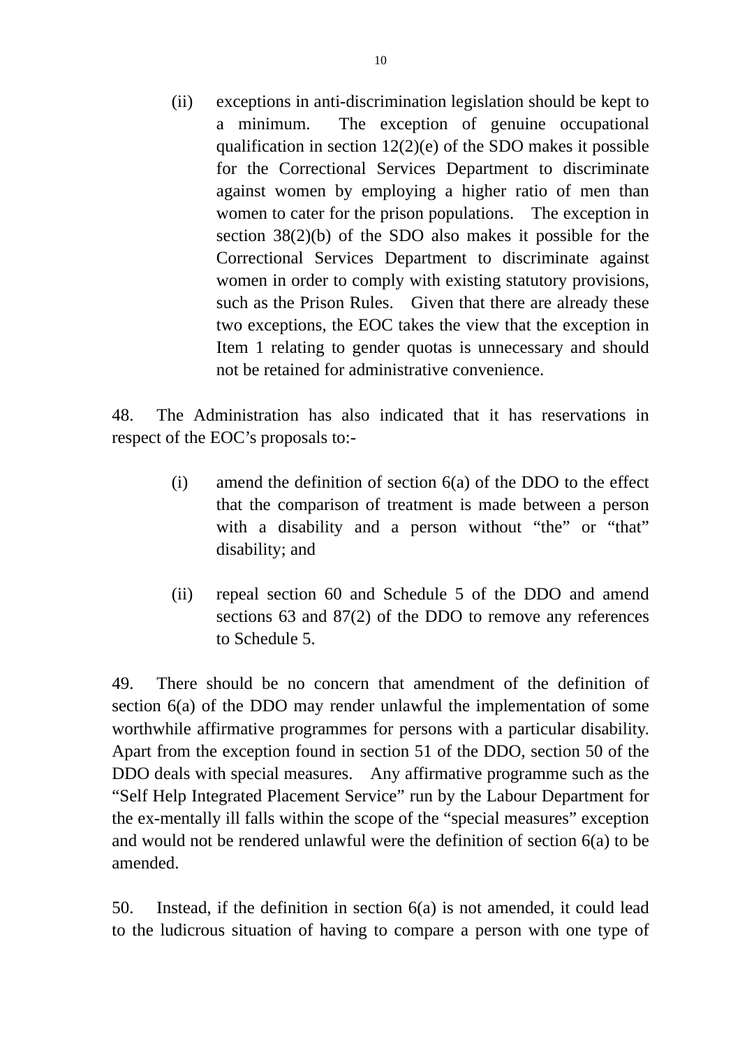(ii) exceptions in anti-discrimination legislation should be kept to a minimum. The exception of genuine occupational qualification in section 12(2)(e) of the SDO makes it possible for the Correctional Services Department to discriminate against women by employing a higher ratio of men than women to cater for the prison populations. The exception in section 38(2)(b) of the SDO also makes it possible for the Correctional Services Department to discriminate against women in order to comply with existing statutory provisions, such as the Prison Rules. Given that there are already these two exceptions, the EOC takes the view that the exception in Item 1 relating to gender quotas is unnecessary and should not be retained for administrative convenience.

48. The Administration has also indicated that it has reservations in respect of the EOC's proposals to:-

(i) amend the definition of section 6(a) of the DDO to the effect that the comparison of treatment is made between a person with a disability and a person without "the" or "that" disability; and

(ii) repeal section 60 and Schedule 5 of the DDO and amend sections 63 and 87(2) of the DDO to remove any references to Schedule 5.

49. There should be no concern that amendment of the definition of section 6(a) of the DDO may render unlawful the implementation of some worthwhile affirmative programmes for persons with a particular disability. Apart from the exception found in section 51 of the DDO, section 50 of the DDO deals with special measures. Any affirmative programme such as the "Self Help Integrated Placement Service" run by the Labour Department for the ex-mentally ill falls within the scope of the "special measures" exception and would not be rendered unlawful were the definition of section 6(a) to be amended.

50. Instead, if the definition in section 6(a) is not amended, it could lead to the ludicrous situation of having to compare a person with one type of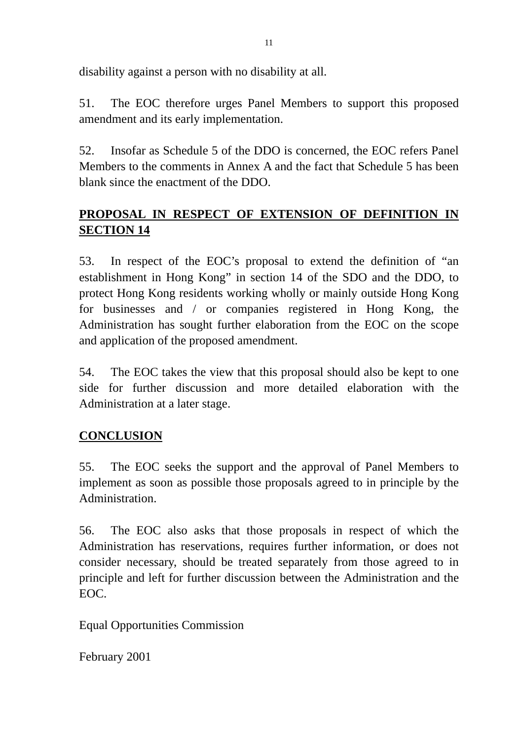disability against a person with no disability at all.

51. The EOC therefore urges Panel Members to support this proposed amendment and its early implementation.

52. Insofar as Schedule 5 of the DDO is concerned, the EOC refers Panel Members to the comments in Annex A and the fact that Schedule 5 has been blank since the enactment of the DDO.

## **PROPOSAL IN RESPECT OF EXTENSION OF DEFINITION IN SECTION 14**

53. In respect of the EOC's proposal to extend the definition of "an establishment in Hong Kong" in section 14 of the SDO and the DDO, to protect Hong Kong residents working wholly or mainly outside Hong Kong for businesses and / or companies registered in Hong Kong, the Administration has sought further elaboration from the EOC on the scope and application of the proposed amendment.

54. The EOC takes the view that this proposal should also be kept to one side for further discussion and more detailed elaboration with the Administration at a later stage.

## **CONCLUSION**

55. The EOC seeks the support and the approval of Panel Members to implement as soon as possible those proposals agreed to in principle by the Administration.

56. The EOC also asks that those proposals in respect of which the Administration has reservations, requires further information, or does not consider necessary, should be treated separately from those agreed to in principle and left for further discussion between the Administration and the EOC.

Equal Opportunities Commission

February 2001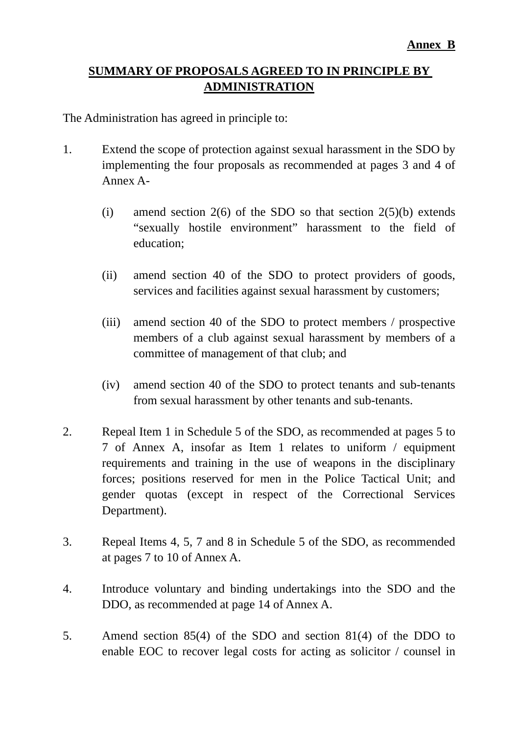**Annex B**

## SUMMARY OF PROPOSALS AGREED TO IN PRINCIPLE BY ADMINISTRATION

The Administration has agreed in principle to:

1. Extend the scope of protection against sexual harassment in the SDO by implementing the four proposals as recommended at pages 3 and 4 of Annex A-

   (i) amend section 2(6) of the SDO so that section 2(5)(b) extends "sexually hostile environment" harassment to the field of education;

   (ii) amend section 40 of the SDO to protect providers of goods, services and facilities against sexual harassment by customers;

   (iii) amend section 40 of the SDO to protect members / prospective members of a club against sexual harassment by members of a committee of management of that club; and

   (iv) amend section 40 of the SDO to protect tenants and sub-tenants from sexual harassment by other tenants and sub-tenants.

2. Repeal Item 1 in Schedule 5 of the SDO, as recommended at pages 5 to 7 of Annex A, insofar as Item 1 relates to uniform / equipment requirements and training in the use of weapons in the disciplinary forces; positions reserved for men in the Police Tactical Unit; and gender quotas (except in respect of the Correctional Services Department).

3. Repeal Items 4, 5, 7 and 8 in Schedule 5 of the SDO, as recommended at pages 7 to 10 of Annex A.

4. Introduce voluntary and binding undertakings into the SDO and the DDO, as recommended at page 14 of Annex A.

5. Amend section 85(4) of the SDO and section 81(4) of the DDO to enable EOC to recover legal costs for acting as solicitor / counsel in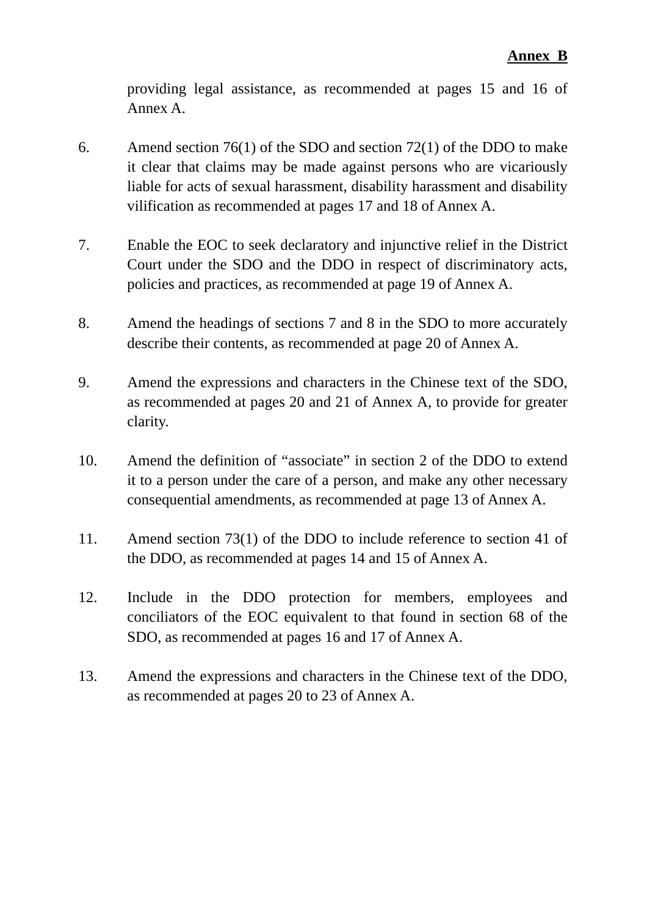**Annex B**

providing legal assistance, as recommended at pages 15 and 16 of Annex A.

6. Amend section 76(1) of the SDO and section 72(1) of the DDO to make it clear that claims may be made against persons who are vicariously liable for acts of sexual harassment, disability harassment and disability vilification as recommended at pages 17 and 18 of Annex A.

7. Enable the EOC to seek declaratory and injunctive relief in the District Court under the SDO and the DDO in respect of discriminatory acts, policies and practices, as recommended at page 19 of Annex A.

8. Amend the headings of sections 7 and 8 in the SDO to more accurately describe their contents, as recommended at page 20 of Annex A.

9. Amend the expressions and characters in the Chinese text of the SDO, as recommended at pages 20 and 21 of Annex A, to provide for greater clarity.

10. Amend the definition of "associate" in section 2 of the DDO to extend it to a person under the care of a person, and make any other necessary consequential amendments, as recommended at page 13 of Annex A.

11. Amend section 73(1) of the DDO to include reference to section 41 of the DDO, as recommended at pages 14 and 15 of Annex A.

12. Include in the DDO protection for members, employees and conciliators of the EOC equivalent to that found in section 68 of the SDO, as recommended at pages 16 and 17 of Annex A.

13. Amend the expressions and characters in the Chinese text of the DDO, as recommended at pages 20 to 23 of Annex A.